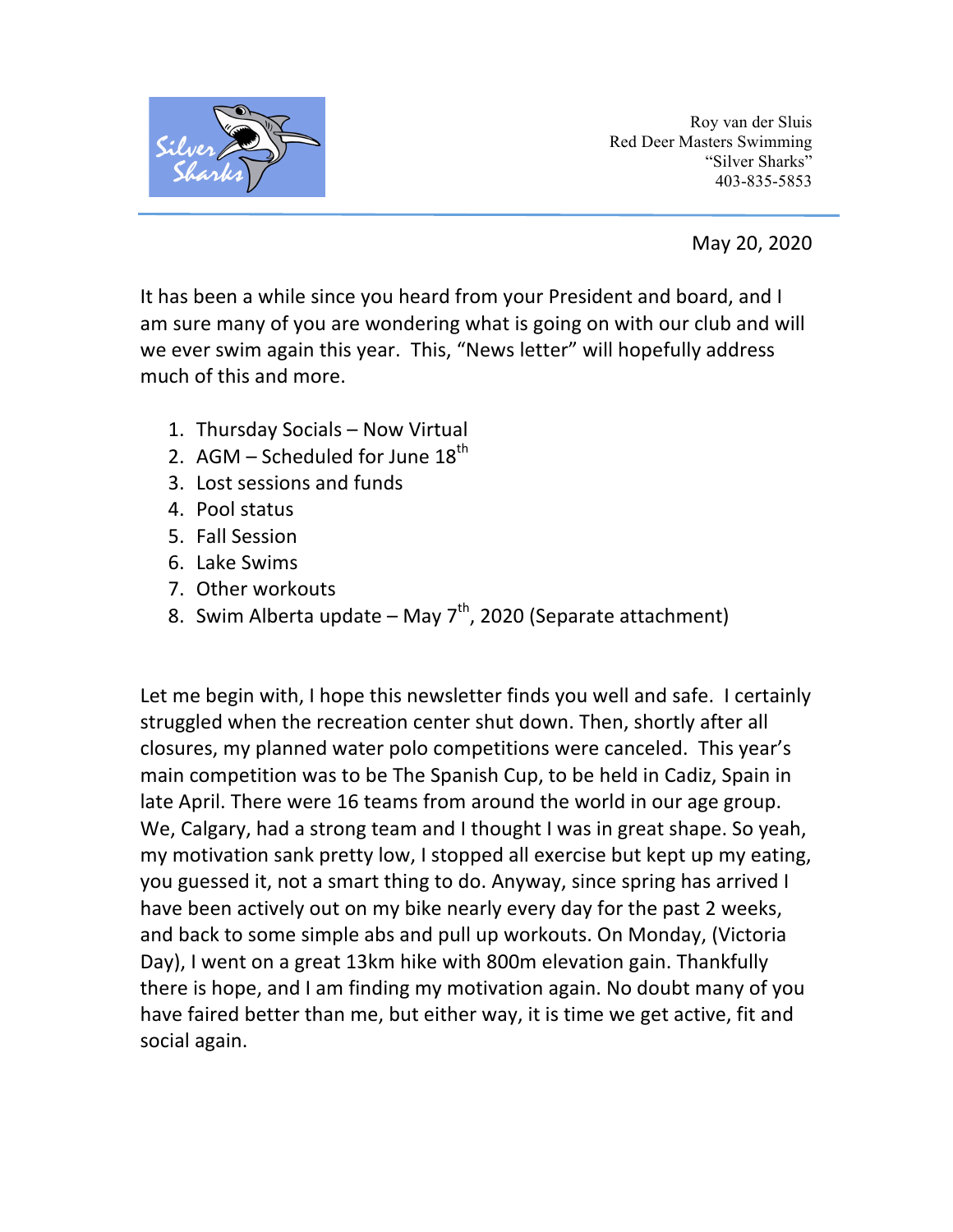Roy van der Sluis
Red Deer Masters Swimming
"Silver Sharks"
403-835-5853

May 20, 2020

It has been a while since you heard from your President and board, and I am sure many of you are wondering what is going on with our club and will we ever swim again this year. This, "News letter" will hopefully address much of this and more.

1. Thursday Socials – Now Virtual
2. AGM – Scheduled for June 18th
3. Lost sessions and funds
4. Pool status
5. Fall Session
6. Lake Swims
7. Other workouts
8. Swim Alberta update – May 7th, 2020 (Separate attachment)

Let me begin with, I hope this newsletter finds you well and safe. I certainly struggled when the recreation center shut down. Then, shortly after all closures, my planned water polo competitions were canceled. This year's main competition was to be The Spanish Cup, to be held in Cadiz, Spain in late April. There were 16 teams from around the world in our age group. We, Calgary, had a strong team and I thought I was in great shape. So yeah, my motivation sank pretty low, I stopped all exercise but kept up my eating, you guessed it, not a smart thing to do. Anyway, since spring has arrived I have been actively out on my bike nearly every day for the past 2 weeks, and back to some simple abs and pull up workouts. On Monday, (Victoria Day), I went on a great 13km hike with 800m elevation gain. Thankfully there is hope, and I am finding my motivation again. No doubt many of you have faired better than me, but either way, it is time we get active, fit and social again.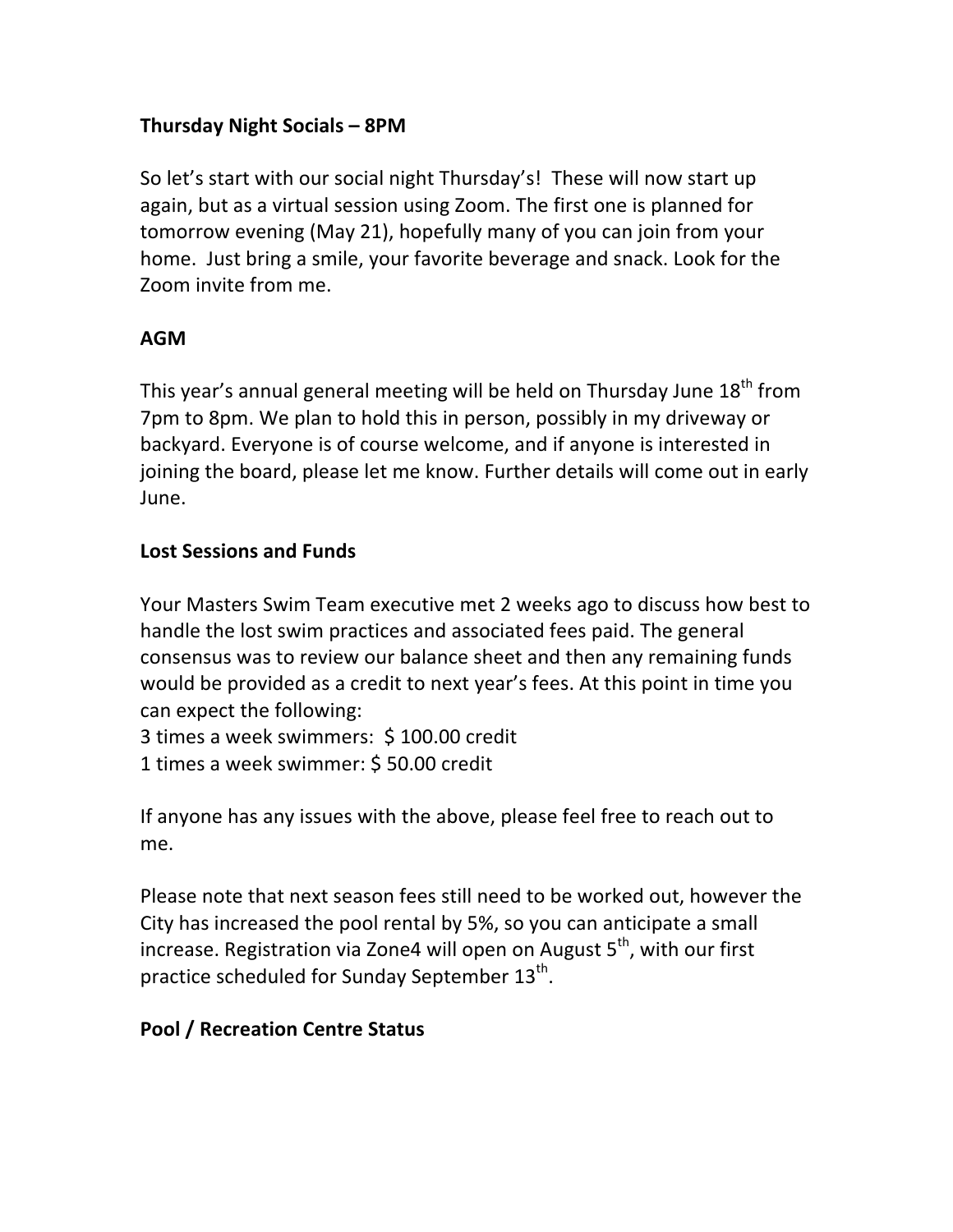**Thursday Night Socials – 8PM**

So let's start with our social night Thursday's! These will now start up again, but as a virtual session using Zoom. The first one is planned for tomorrow evening (May 21), hopefully many of you can join from your home. Just bring a smile, your favorite beverage and snack. Look for the Zoom invite from me.

**AGM**

This year's annual general meeting will be held on Thursday June 18th from 7pm to 8pm. We plan to hold this in person, possibly in my driveway or backyard. Everyone is of course welcome, and if anyone is interested in joining the board, please let me know. Further details will come out in early June.

**Lost Sessions and Funds**

Your Masters Swim Team executive met 2 weeks ago to discuss how best to handle the lost swim practices and associated fees paid. The general consensus was to review our balance sheet and then any remaining funds would be provided as a credit to next year's fees. At this point in time you can expect the following:
3 times a week swimmers: $ 100.00 credit
1 times a week swimmer: $ 50.00 credit

If anyone has any issues with the above, please feel free to reach out to me.

Please note that next season fees still need to be worked out, however the City has increased the pool rental by 5%, so you can anticipate a small increase. Registration via Zone4 will open on August 5th, with our first practice scheduled for Sunday September 13th.

**Pool / Recreation Centre Status**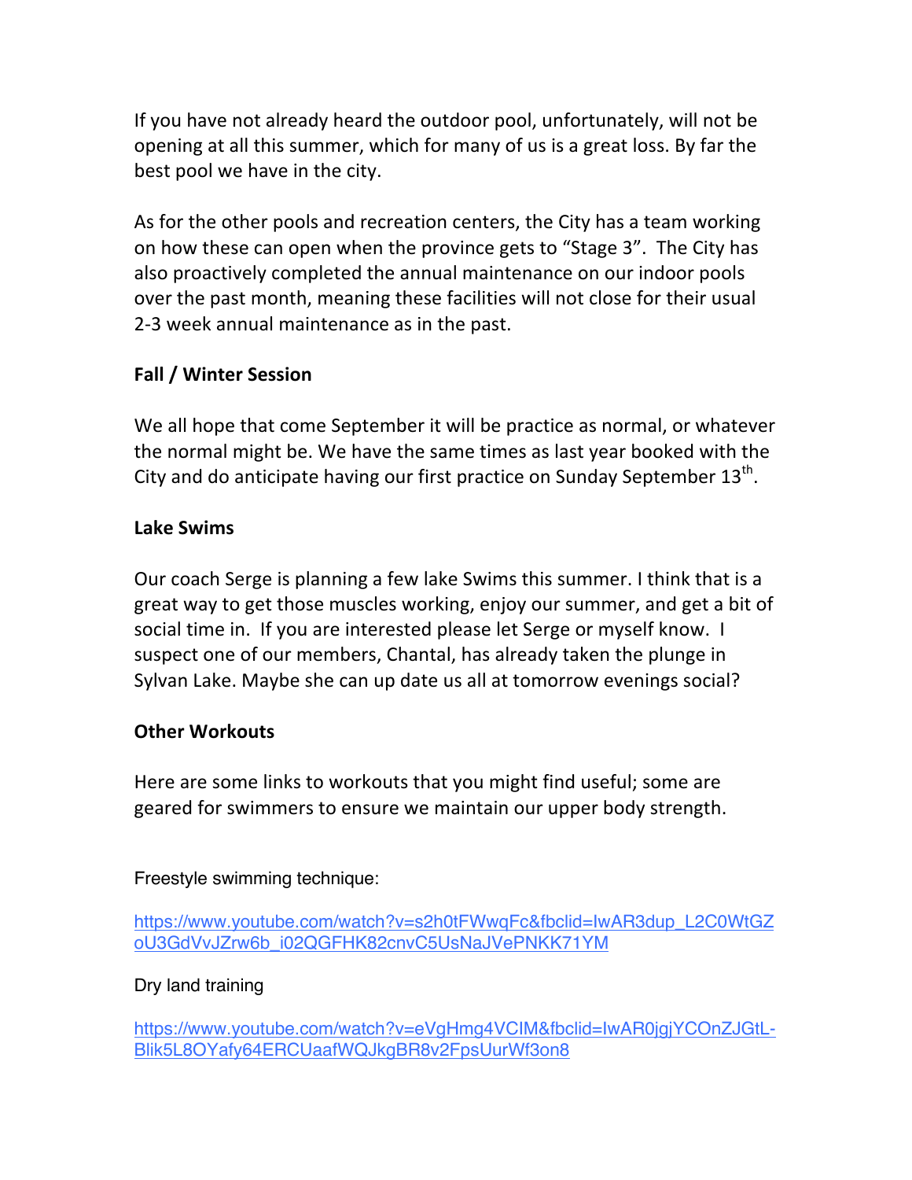If you have not already heard the outdoor pool, unfortunately, will not be opening at all this summer, which for many of us is a great loss. By far the best pool we have in the city.

As for the other pools and recreation centers, the City has a team working on how these can open when the province gets to "Stage 3". The City has also proactively completed the annual maintenance on our indoor pools over the past month, meaning these facilities will not close for their usual 2-3 week annual maintenance as in the past.

**Fall / Winter Session**

We all hope that come September it will be practice as normal, or whatever the normal might be. We have the same times as last year booked with the City and do anticipate having our first practice on Sunday September 13th.

**Lake Swims**

Our coach Serge is planning a few lake Swims this summer. I think that is a great way to get those muscles working, enjoy our summer, and get a bit of social time in. If you are interested please let Serge or myself know. I suspect one of our members, Chantal, has already taken the plunge in Sylvan Lake. Maybe she can up date us all at tomorrow evenings social?

**Other Workouts**

Here are some links to workouts that you might find useful; some are geared for swimmers to ensure we maintain our upper body strength.

Freestyle swimming technique:

https://www.youtube.com/watch?v=s2h0tFWwqFc&fbclid=IwAR3dup_L2C0WtGZoU3GdVvJZrw6b_i02QGFHK82cnvC5UsNaJVePNKK71YM

Dry land training

https://www.youtube.com/watch?v=eVgHmg4VCIM&fbclid=IwAR0jgjYCOnZJGtL-Blik5L8OYafy64ERCUaafWQJkgBR8v2FpsUurWf3on8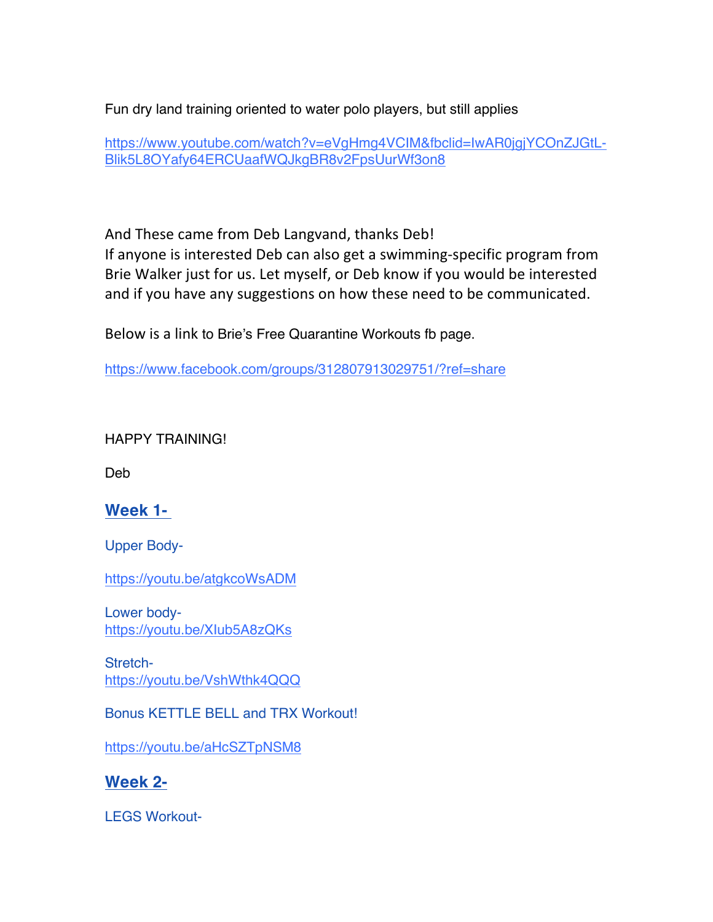Fun dry land training oriented to water polo players, but still applies

https://www.youtube.com/watch?v=eVgHmg4VCIM&fbclid=IwAR0jgjYCOnZJGtL-Blik5L8OYafy64ERCUaafWQJkgBR8v2FpsUurWf3on8

And These came from Deb Langvand, thanks Deb!
If anyone is interested Deb can also get a swimming-specific program from Brie Walker just for us. Let myself, or Deb know if you would be interested and if you have any suggestions on how these need to be communicated.

Below is a link to Brie's Free Quarantine Workouts fb page.

https://www.facebook.com/groups/312807913029751/?ref=share

HAPPY TRAINING!

Deb

## Week 1-

Upper Body-

https://youtu.be/atgkcoWsADM

Lower body-
https://youtu.be/Xlub5A8zQKs

Stretch-
https://youtu.be/VshWthk4QQQ

Bonus KETTLE BELL and TRX Workout!

https://youtu.be/aHcSZTpNSM8

## Week 2-

LEGS Workout-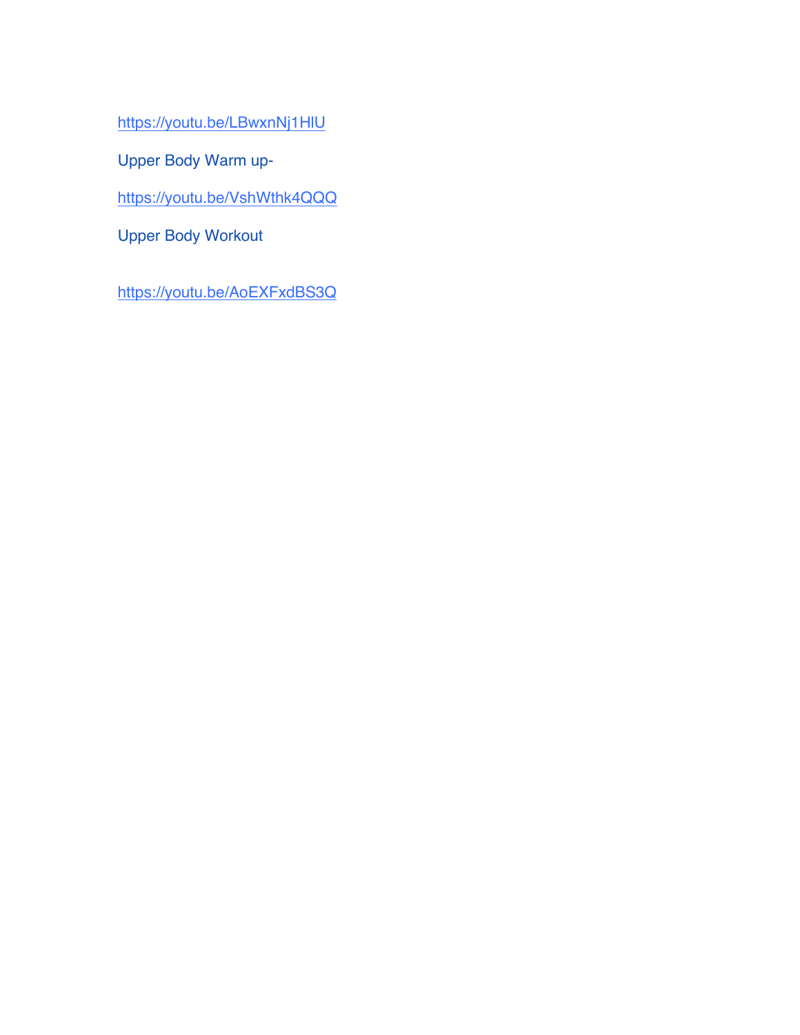https://youtu.be/LBwxnNj1HlU

Upper Body Warm up-

https://youtu.be/VshWthk4QQQ

Upper Body Workout

https://youtu.be/AoEXFxdBS3Q